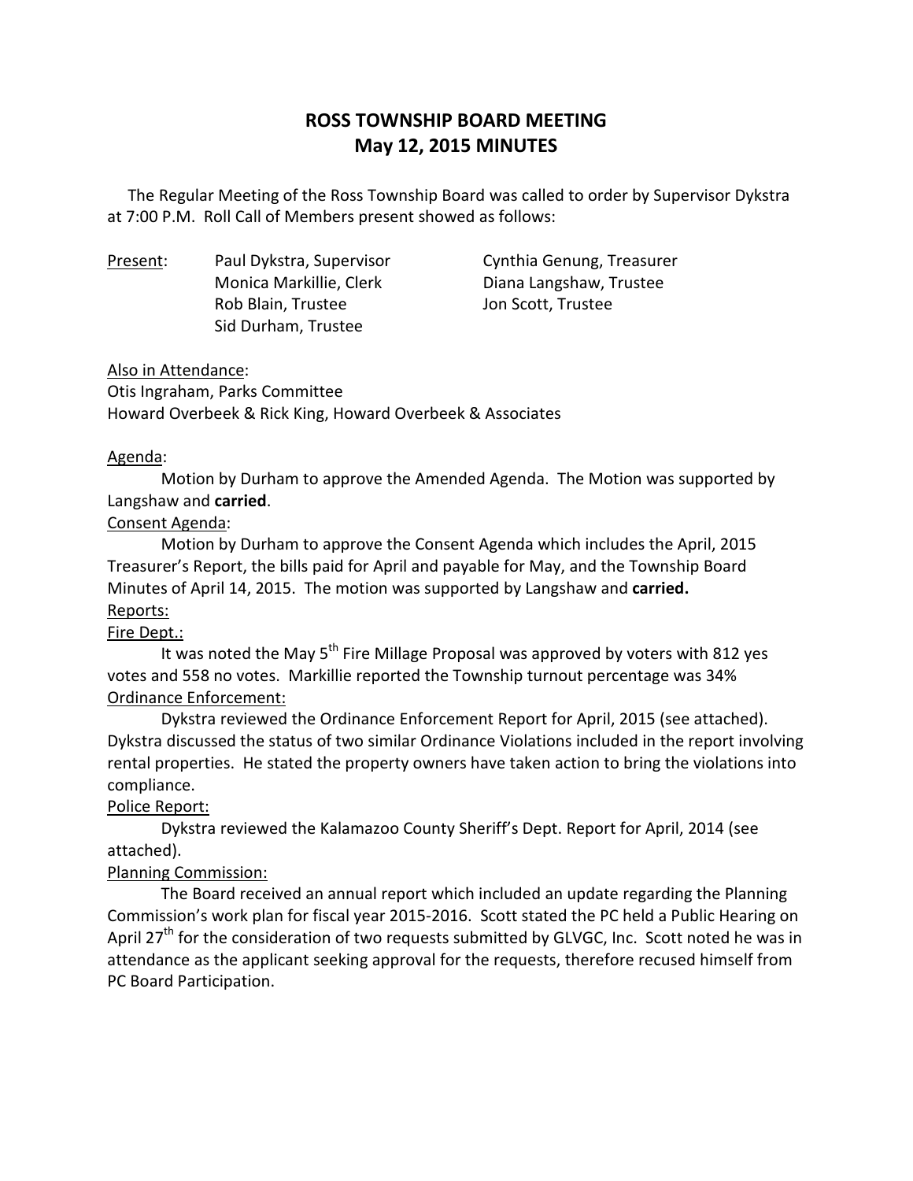# ROSS TOWNSHIP BOARD MEETING
## May 12, 2015 MINUTES

The Regular Meeting of the Ross Township Board was called to order by Supervisor Dykstra at 7:00 P.M. Roll Call of Members present showed as follows:

Present:
- Paul Dykstra, Supervisor
- Monica Markillie, Clerk
- Rob Blain, Trustee
- Sid Durham, Trustee
- Cynthia Genung, Treasurer
- Diana Langshaw, Trustee
- Jon Scott, Trustee

Also in Attendance:
Otis Ingraham, Parks Committee
Howard Overbeek & Rick King, Howard Overbeek & Associates

Agenda:

Motion by Durham to approve the Amended Agenda. The Motion was supported by Langshaw and **carried**.

Consent Agenda:

Motion by Durham to approve the Consent Agenda which includes the April, 2015 Treasurer's Report, the bills paid for April and payable for May, and the Township Board Minutes of April 14, 2015. The motion was supported by Langshaw and **carried.**

Reports:

Fire Dept.:

It was noted the May 5th Fire Millage Proposal was approved by voters with 812 yes votes and 558 no votes. Markillie reported the Township turnout percentage was 34%

Ordinance Enforcement:

Dykstra reviewed the Ordinance Enforcement Report for April, 2015 (see attached). Dykstra discussed the status of two similar Ordinance Violations included in the report involving rental properties. He stated the property owners have taken action to bring the violations into compliance.

Police Report:

Dykstra reviewed the Kalamazoo County Sheriff's Dept. Report for April, 2014 (see attached).

Planning Commission:

The Board received an annual report which included an update regarding the Planning Commission's work plan for fiscal year 2015-2016. Scott stated the PC held a Public Hearing on April 27th for the consideration of two requests submitted by GLVGC, Inc. Scott noted he was in attendance as the applicant seeking approval for the requests, therefore recused himself from PC Board Participation.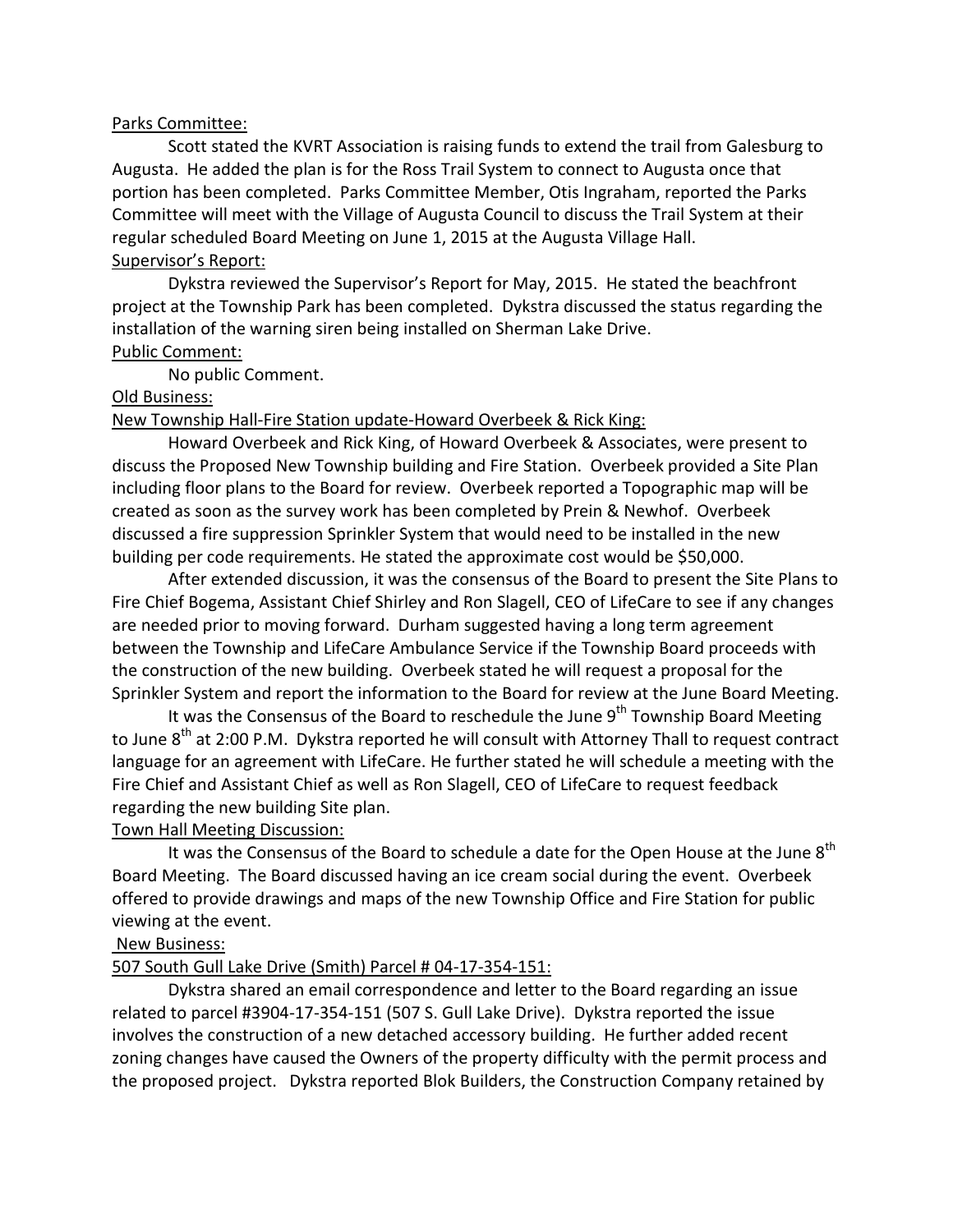Parks Committee:

Scott stated the KVRT Association is raising funds to extend the trail from Galesburg to Augusta. He added the plan is for the Ross Trail System to connect to Augusta once that portion has been completed. Parks Committee Member, Otis Ingraham, reported the Parks Committee will meet with the Village of Augusta Council to discuss the Trail System at their regular scheduled Board Meeting on June 1, 2015 at the Augusta Village Hall.

Supervisor's Report:

Dykstra reviewed the Supervisor's Report for May, 2015. He stated the beachfront project at the Township Park has been completed. Dykstra discussed the status regarding the installation of the warning siren being installed on Sherman Lake Drive.

Public Comment:

No public Comment.

Old Business:

New Township Hall-Fire Station update-Howard Overbeek & Rick King:

Howard Overbeek and Rick King, of Howard Overbeek & Associates, were present to discuss the Proposed New Township building and Fire Station. Overbeek provided a Site Plan including floor plans to the Board for review. Overbeek reported a Topographic map will be created as soon as the survey work has been completed by Prein & Newhof. Overbeek discussed a fire suppression Sprinkler System that would need to be installed in the new building per code requirements. He stated the approximate cost would be $50,000.

After extended discussion, it was the consensus of the Board to present the Site Plans to Fire Chief Bogema, Assistant Chief Shirley and Ron Slagell, CEO of LifeCare to see if any changes are needed prior to moving forward. Durham suggested having a long term agreement between the Township and LifeCare Ambulance Service if the Township Board proceeds with the construction of the new building. Overbeek stated he will request a proposal for the Sprinkler System and report the information to the Board for review at the June Board Meeting.

It was the Consensus of the Board to reschedule the June 9th Township Board Meeting to June 8th at 2:00 P.M. Dykstra reported he will consult with Attorney Thall to request contract language for an agreement with LifeCare. He further stated he will schedule a meeting with the Fire Chief and Assistant Chief as well as Ron Slagell, CEO of LifeCare to request feedback regarding the new building Site plan.

Town Hall Meeting Discussion:

It was the Consensus of the Board to schedule a date for the Open House at the June 8th Board Meeting. The Board discussed having an ice cream social during the event. Overbeek offered to provide drawings and maps of the new Township Office and Fire Station for public viewing at the event.

New Business:

507 South Gull Lake Drive (Smith) Parcel # 04-17-354-151:

Dykstra shared an email correspondence and letter to the Board regarding an issue related to parcel #3904-17-354-151 (507 S. Gull Lake Drive). Dykstra reported the issue involves the construction of a new detached accessory building. He further added recent zoning changes have caused the Owners of the property difficulty with the permit process and the proposed project. Dykstra reported Blok Builders, the Construction Company retained by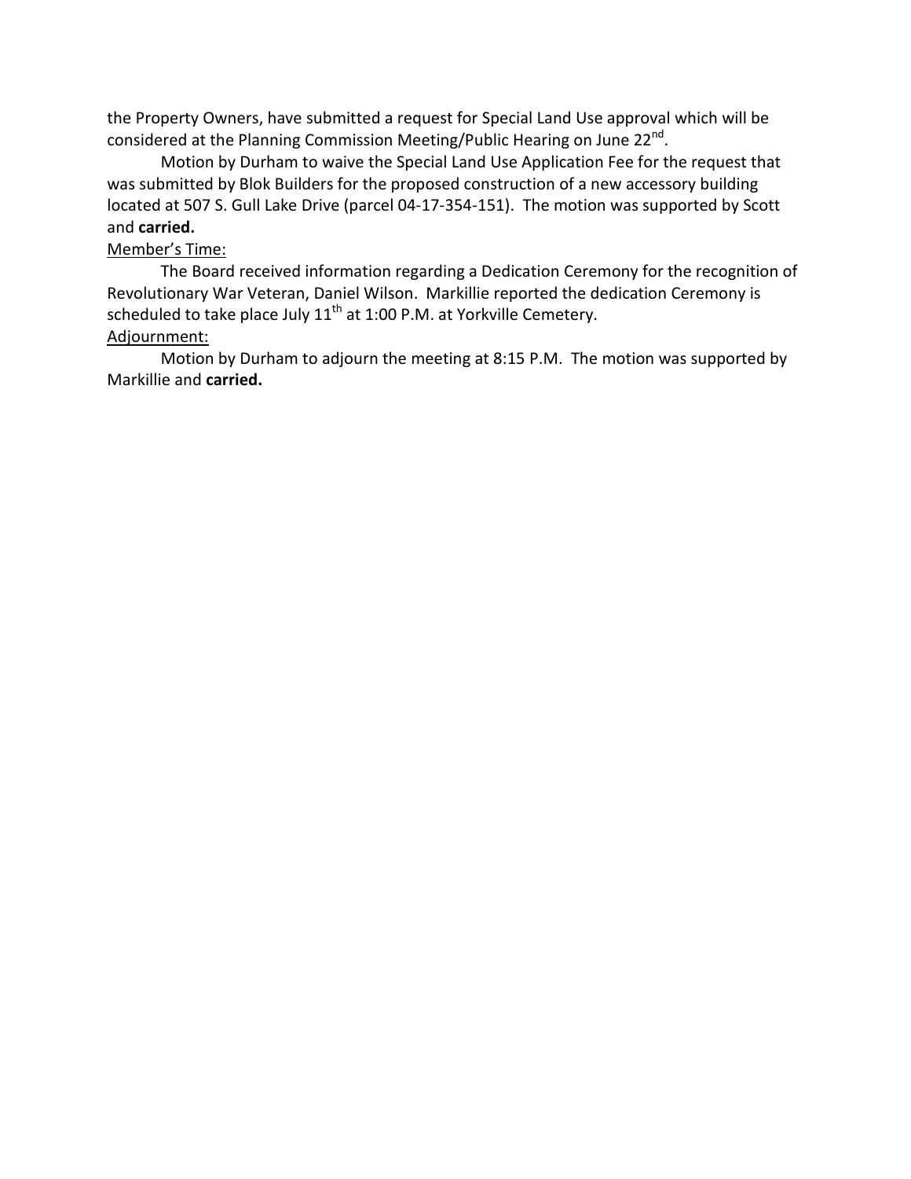the Property Owners, have submitted a request for Special Land Use approval which will be considered at the Planning Commission Meeting/Public Hearing on June 22nd.

Motion by Durham to waive the Special Land Use Application Fee for the request that was submitted by Blok Builders for the proposed construction of a new accessory building located at 507 S. Gull Lake Drive (parcel 04-17-354-151). The motion was supported by Scott and **carried.**

<u>Member's Time:</u>

The Board received information regarding a Dedication Ceremony for the recognition of Revolutionary War Veteran, Daniel Wilson. Markillie reported the dedication Ceremony is scheduled to take place July 11th at 1:00 P.M. at Yorkville Cemetery.

<u>Adjournment:</u>

Motion by Durham to adjourn the meeting at 8:15 P.M. The motion was supported by Markillie and **carried.**